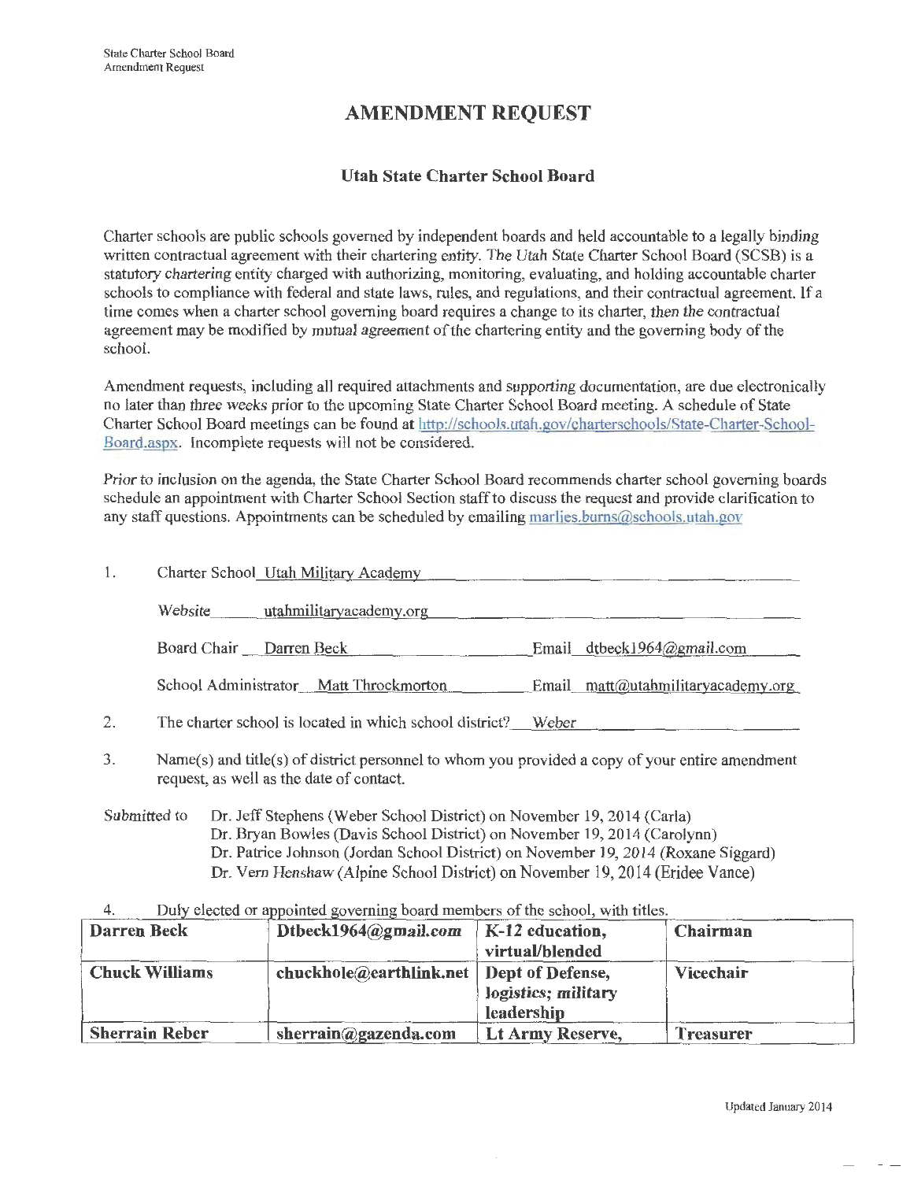# AMENDMENT REQUEST

## Utah State Charter School Board

Charter schools are public schools governed by independent boards and held accountable to a legally binding written contractual agreement with their chartering entity. The Utah State Charter School Board (SCSB) is a statutory chartering entity charged with authorizing, monitoring, evaluating, and holding accountable charter schools to compliance with federal and state laws, rules, and regulations, and their contractual agreement. If a time comes when a charter school governing board requires a change to its charter, then the contractual agreement may be modified by mutual agreement of the chartering entity and the governing body of the school.

Amendment requests, including all required attachments and supporting documentation, are due electronically no later than three weeks prior to the upcoming State Charter School Board meeting. A schedule of State Charter School Board meetings can be found at http://schools.utah.gov/charterschools/State-Charter-School-Board.aspx. Incomplete requests will not be considered.

Prior to inclusion on the agenda, the State Charter School Board recommends charter school governing boards schedule an appointment with Charter School Section staff to discuss the request and provide clarification to any staff questions. Appointments can be scheduled by emailing marlies.burns@schools.utah.gov

1. Charter School Utah Military Academy

   Website utahmilitaryacademy.org

   Board Chair Darren Beck Email dtbeck1964@gmail.com

   School Administrator Matt Throckmorton Email matt@utahmilitaryacademy.org

2. The charter school is located in which school district? Weber

3. Name(s) and title(s) of district personnel to whom you provided a copy of your entire amendment request, as well as the date of contact.

Submitted to Dr. Jeff Stephens (Weber School District) on November 19, 2014 (Carla)
Dr. Bryan Bowles (Davis School District) on November 19, 2014 (Carolynn)
Dr. Patrice Johnson (Jordan School District) on November 19, 2014 (Roxane Siggard)
Dr. Vern Henshaw (Alpine School District) on November 19, 2014 (Eridee Vance)

4. Duly elected or appointed governing board members of the school, with titles.

| Darren Beck | Dtbeck1964@gmail.com | K-12 education, virtual/blended | Chairman |
|---|---|---|---|
| Chuck Williams | chuckhole@earthlink.net | Dept of Defense, logistics; military leadership | Vicechair |
| Sherrain Reber | sherrain@gazenda.com | Lt Army Reserve, | Treasurer |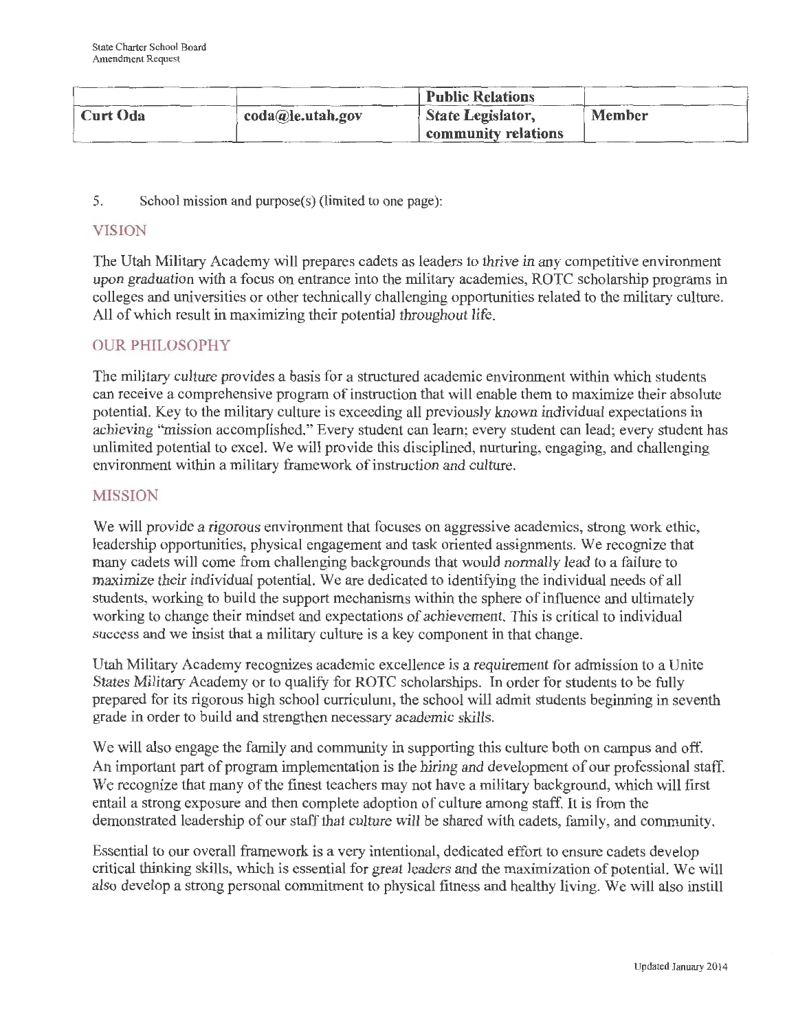| | | Public Relations | |
|---|---|---|---|
| **Curt Oda** | **coda@le.utah.gov** | **State Legislator, community relations** | **Member** |

5. School mission and purpose(s) (limited to one page):

## VISION

The Utah Military Academy will prepares cadets as leaders to thrive in any competitive environment upon graduation with a focus on entrance into the military academies, ROTC scholarship programs in colleges and universities or other technically challenging opportunities related to the military culture. All of which result in maximizing their potential throughout life.

## OUR PHILOSOPHY

The military culture provides a basis for a structured academic environment within which students can receive a comprehensive program of instruction that will enable them to maximize their absolute potential. Key to the military culture is exceeding all previously known individual expectations in achieving "mission accomplished." Every student can learn; every student can lead; every student has unlimited potential to excel. We will provide this disciplined, nurturing, engaging, and challenging environment within a military framework of instruction and culture.

## MISSION

We will provide a rigorous environment that focuses on aggressive academics, strong work ethic, leadership opportunities, physical engagement and task oriented assignments. We recognize that many cadets will come from challenging backgrounds that would normally lead to a failure to maximize their individual potential. We are dedicated to identifying the individual needs of all students, working to build the support mechanisms within the sphere of influence and ultimately working to change their mindset and expectations of achievement. This is critical to individual success and we insist that a military culture is a key component in that change.

Utah Military Academy recognizes academic excellence is a requirement for admission to a Unite States Military Academy or to qualify for ROTC scholarships. In order for students to be fully prepared for its rigorous high school curriculum, the school will admit students beginning in seventh grade in order to build and strengthen necessary academic skills.

We will also engage the family and community in supporting this culture both on campus and off. An important part of program implementation is the hiring and development of our professional staff. We recognize that many of the finest teachers may not have a military background, which will first entail a strong exposure and then complete adoption of culture among staff. It is from the demonstrated leadership of our staff that culture will be shared with cadets, family, and community.

Essential to our overall framework is a very intentional, dedicated effort to ensure cadets develop critical thinking skills, which is essential for great leaders and the maximization of potential. We will also develop a strong personal commitment to physical fitness and healthy living. We will also instill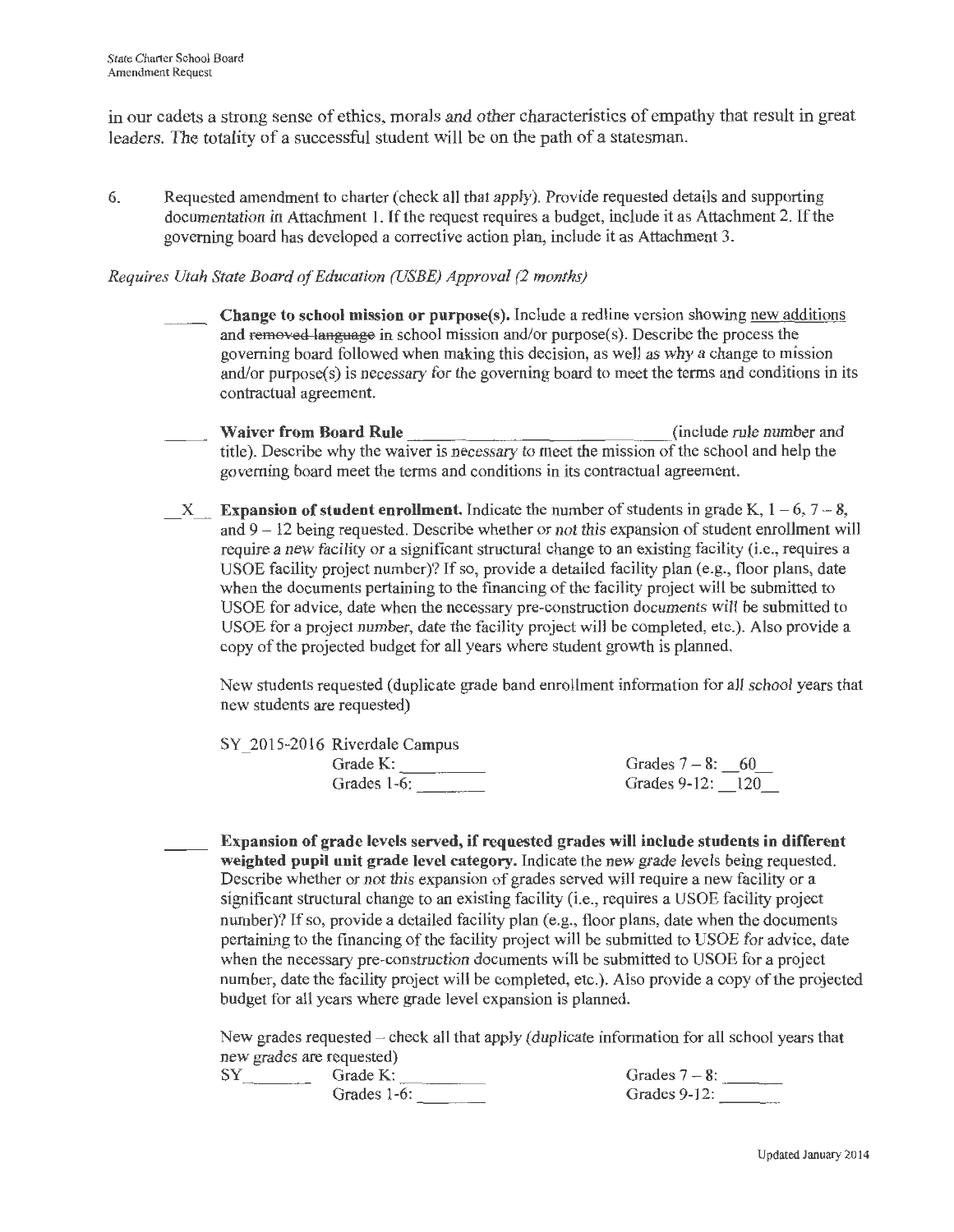in our cadets a strong sense of ethics, morals and other characteristics of empathy that result in great leaders. The totality of a successful student will be on the path of a statesman.

6. Requested amendment to charter (check all that apply). Provide requested details and supporting documentation in Attachment 1. If the request requires a budget, include it as Attachment 2. If the governing board has developed a corrective action plan, include it as Attachment 3.

*Requires Utah State Board of Education (USBE) Approval (2 months)*

\_\_\_\_ **Change to school mission or purpose(s).** Include a redline version showing <u>new additions</u> and ~~removed language~~ in school mission and/or purpose(s). Describe the process the governing board followed when making this decision, as well as why a change to mission and/or purpose(s) is necessary for the governing board to meet the terms and conditions in its contractual agreement.

\_\_\_\_ **Waiver from Board Rule** \_\_\_\_\_\_\_\_\_\_\_\_\_\_\_\_\_\_\_\_\_\_\_\_ (include rule number and title). Describe why the waiver is necessary to meet the mission of the school and help the governing board meet the terms and conditions in its contractual agreement.

\_\_X\_\_ **Expansion of student enrollment.** Indicate the number of students in grade K, 1 – 6, 7 – 8, and 9 – 12 being requested. Describe whether or not this expansion of student enrollment will require a new facility or a significant structural change to an existing facility (i.e., requires a USOE facility project number)? If so, provide a detailed facility plan (e.g., floor plans, date when the documents pertaining to the financing of the facility project will be submitted to USOE for advice, date when the necessary pre-construction documents will be submitted to USOE for a project number, date the facility project will be completed, etc.). Also provide a copy of the projected budget for all years where student growth is planned.

New students requested (duplicate grade band enrollment information for all school years that new students are requested)

SY 2015-2016 Riverdale Campus

| | | | |
|---|---|---|---|
| Grade K: | \_\_\_\_\_\_ | Grades 7 – 8: | 60 |
| Grades 1-6: | \_\_\_\_\_\_ | Grades 9-12: | 120 |

\_\_\_\_ **Expansion of grade levels served, if requested grades will include students in different weighted pupil unit grade level category.** Indicate the new grade levels being requested. Describe whether or not this expansion of grades served will require a new facility or a significant structural change to an existing facility (i.e., requires a USOE facility project number)? If so, provide a detailed facility plan (e.g., floor plans, date when the documents pertaining to the financing of the facility project will be submitted to USOE for advice, date when the necessary pre-construction documents will be submitted to USOE for a project number, date the facility project will be completed, etc.). Also provide a copy of the projected budget for all years where grade level expansion is planned.

New grades requested – check all that apply (duplicate information for all school years that new grades are requested)

SY\_\_\_\_\_\_

| | | | |
|---|---|---|---|
| Grade K: | \_\_\_\_\_\_ | Grades 7 – 8: | \_\_\_\_\_\_ |
| Grades 1-6: | \_\_\_\_\_\_ | Grades 9-12: | \_\_\_\_\_\_ |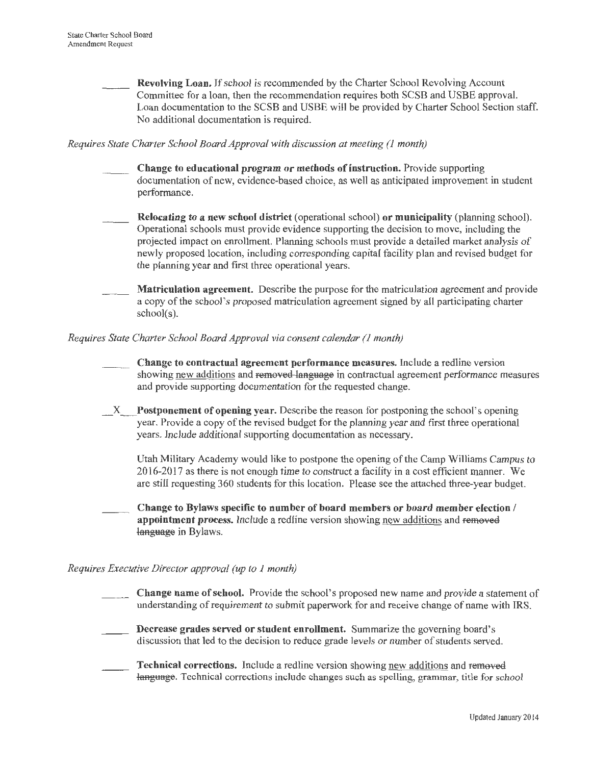_____ **Revolving Loan.** If school is recommended by the Charter School Revolving Account Committee for a loan, then the recommendation requires both SCSB and USBE approval. Loan documentation to the SCSB and USBE will be provided by Charter School Section staff. No additional documentation is required.

*Requires State Charter School Board Approval with discussion at meeting (1 month)*

_____ **Change to educational program or methods of instruction.** Provide supporting documentation of new, evidence-based choice, as well as anticipated improvement in student performance.

_____ **Relocating to a new school district** (operational school) **or municipality** (planning school). Operational schools must provide evidence supporting the decision to move, including the projected impact on enrollment. Planning schools must provide a detailed market analysis of newly proposed location, including corresponding capital facility plan and revised budget for the planning year and first three operational years.

_____ **Matriculation agreement.** Describe the purpose for the matriculation agreement and provide a copy of the school's proposed matriculation agreement signed by all participating charter school(s).

*Requires State Charter School Board Approval via consent calendar (1 month)*

_____ **Change to contractual agreement performance measures.** Include a redline version showing <u>new additions</u> and ~~removed language~~ in contractual agreement performance measures and provide supporting documentation for the requested change.

__X__ **Postponement of opening year.** Describe the reason for postponing the school's opening year. Provide a copy of the revised budget for the planning year and first three operational years. Include additional supporting documentation as necessary.

Utah Military Academy would like to postpone the opening of the Camp Williams Campus to 2016-2017 as there is not enough time to construct a facility in a cost efficient manner. We are still requesting 360 students for this location. Please see the attached three-year budget.

_____ **Change to Bylaws specific to number of board members or board member election / appointment process.** Include a redline version showing <u>new additions</u> and ~~removed language~~ in Bylaws.

*Requires Executive Director approval (up to 1 month)*

_____ **Change name of school.** Provide the school's proposed new name and provide a statement of understanding of requirement to submit paperwork for and receive change of name with IRS.

_____ **Decrease grades served or student enrollment.** Summarize the governing board's discussion that led to the decision to reduce grade levels or number of students served.

_____ **Technical corrections.** Include a redline version showing <u>new additions</u> and ~~removed language~~. Technical corrections include changes such as spelling, grammar, title for school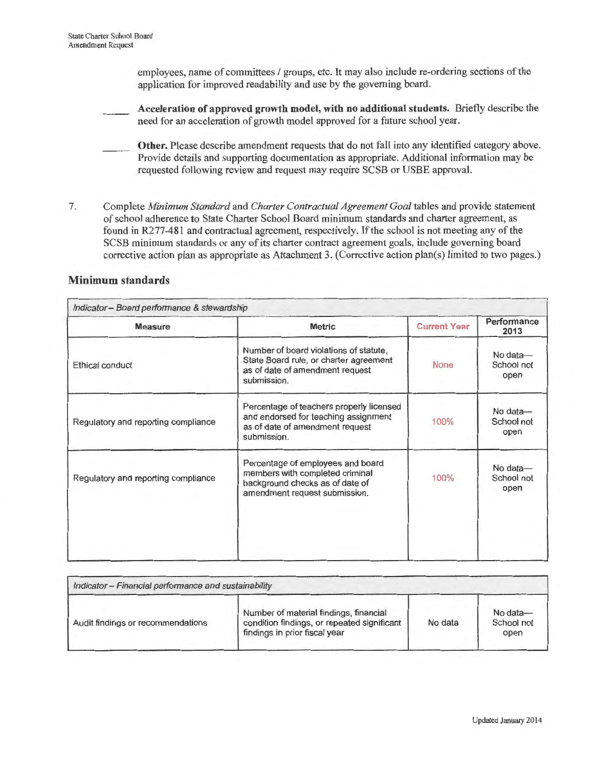employees, name of committees / groups, etc. It may also include re-ordering sections of the application for improved readability and use by the governing board.

_____ **Acceleration of approved growth model, with no additional students.** Briefly describe the need for an acceleration of growth model approved for a future school year.

_____ **Other.** Please describe amendment requests that do not fall into any identified category above. Provide details and supporting documentation as appropriate. Additional information may be requested following review and request may require SCSB or USBE approval.

7. Complete *Minimum Standard* and *Charter Contractual Agreement Goal* tables and provide statement of school adherence to State Charter School Board minimum standards and charter agreement, as found in R277-481 and contractual agreement, respectively. If the school is not meeting any of the SCSB minimum standards or any of its charter contract agreement goals, include governing board corrective action plan as appropriate as Attachment 3. (Corrective action plan(s) limited to two pages.)

## Minimum standards

| *Indicator – Board performance & stewardship* | | | |
|---|---|---|---|
| **Measure** | **Metric** | **Current Year** | **Performance 2013** |
| Ethical conduct | Number of board violations of statute, State Board rule, or charter agreement as of date of amendment request submission. | None | No data—School not open |
| Regulatory and reporting compliance | Percentage of teachers properly licensed and endorsed for teaching assignment as of date of amendment request submission. | 100% | No data—School not open |
| Regulatory and reporting compliance | Percentage of employees and board members with completed criminal background checks as of date of amendment request submission. | 100% | No data—School not open |

| *Indicator – Financial performance and sustainability* | | | |
|---|---|---|---|
| Audit findings or recommendations | Number of material findings, financial condition findings, or repeated significant findings in prior fiscal year | No data | No data—School not open |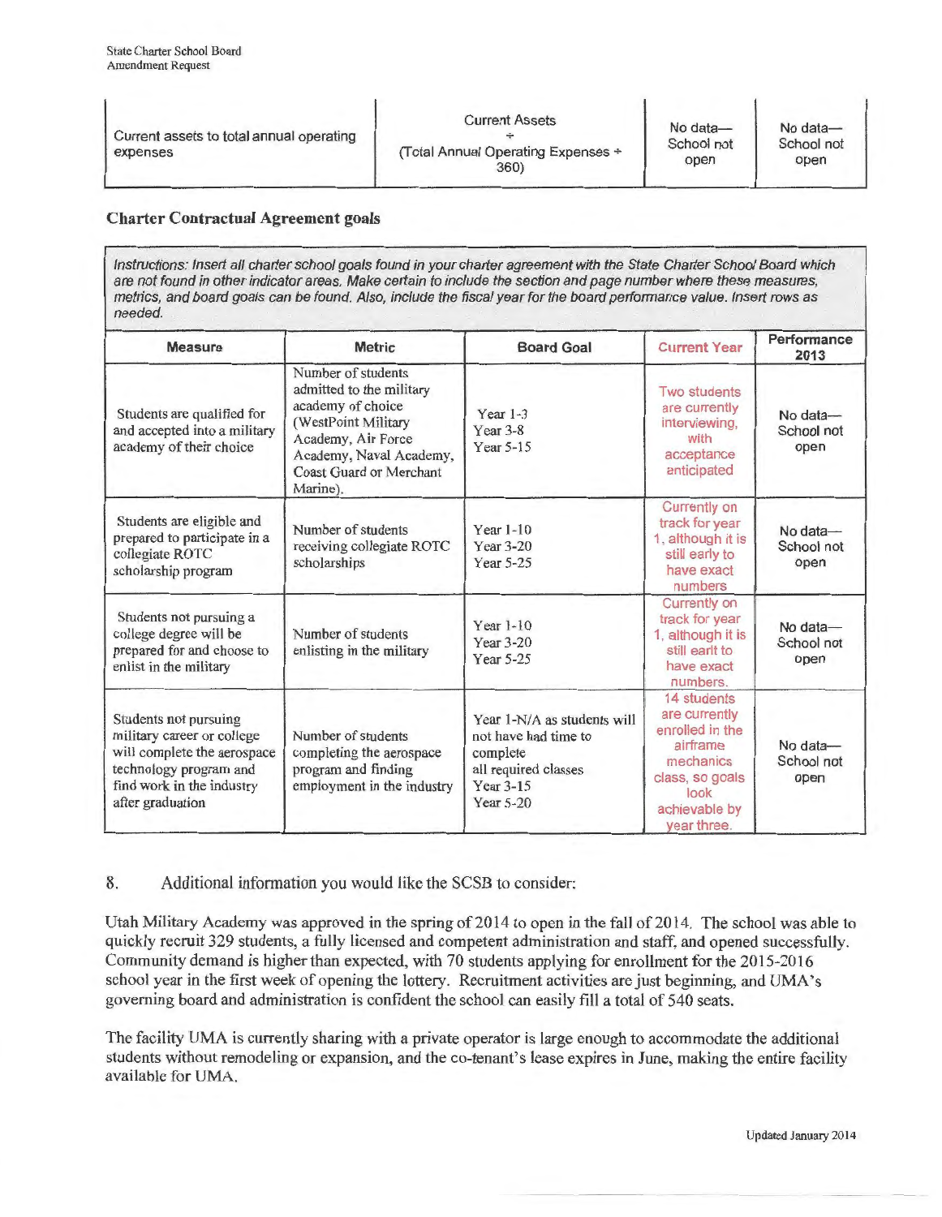| Current assets to total annual operating expenses | Current Assets ÷ (Total Annual Operating Expenses ÷ 360) | No data—School not open | No data—School not open |
|---|---|---|---|

## Charter Contractual Agreement goals

*Instructions: Insert all charter school goals found in your charter agreement with the State Charter School Board which are not found in other indicator areas. Make certain to include the section and page number where these measures, metrics, and board goals can be found. Also, include the fiscal year for the board performance value. Insert rows as needed.*

| Measure | Metric | Board Goal | Current Year | Performance 2013 |
|---|---|---|---|---|
| Students are qualified for and accepted into a military academy of their choice | Number of students admitted to the military academy of choice (WestPoint Military Academy, Air Force Academy, Naval Academy, Coast Guard or Merchant Marine). | Year 1-3<br>Year 3-8<br>Year 5-15 | Two students are currently interviewing, with acceptance anticipated | No data—School not open |
| Students are eligible and prepared to participate in a collegiate ROTC scholarship program | Number of students receiving collegiate ROTC scholarships | Year 1-10<br>Year 3-20<br>Year 5-25 | Currently on track for year 1, although it is still early to have exact numbers | No data—School not open |
| Students not pursuing a college degree will be prepared for and choose to enlist in the military | Number of students enlisting in the military | Year 1-10<br>Year 3-20<br>Year 5-25 | Currently on track for year 1, although it is still earlt to have exact numbers. | No data—School not open |
| Students not pursuing military career or college will complete the aerospace technology program and find work in the industry after graduation | Number of students completing the aerospace program and finding employment in the industry | Year 1-N/A as students will not have had time to complete all required classes<br>Year 3-15<br>Year 5-20 | 14 students are currently enrolled in the airframe mechanics class, so goals look achievable by year three. | No data—School not open |

8. Additional information you would like the SCSB to consider:

Utah Military Academy was approved in the spring of 2014 to open in the fall of 2014. The school was able to quickly recruit 329 students, a fully licensed and competent administration and staff, and opened successfully. Community demand is higher than expected, with 70 students applying for enrollment for the 2015-2016 school year in the first week of opening the lottery. Recruitment activities are just beginning, and UMA's governing board and administration is confident the school can easily fill a total of 540 seats.

The facility UMA is currently sharing with a private operator is large enough to accommodate the additional students without remodeling or expansion, and the co-tenant's lease expires in June, making the entire facility available for UMA.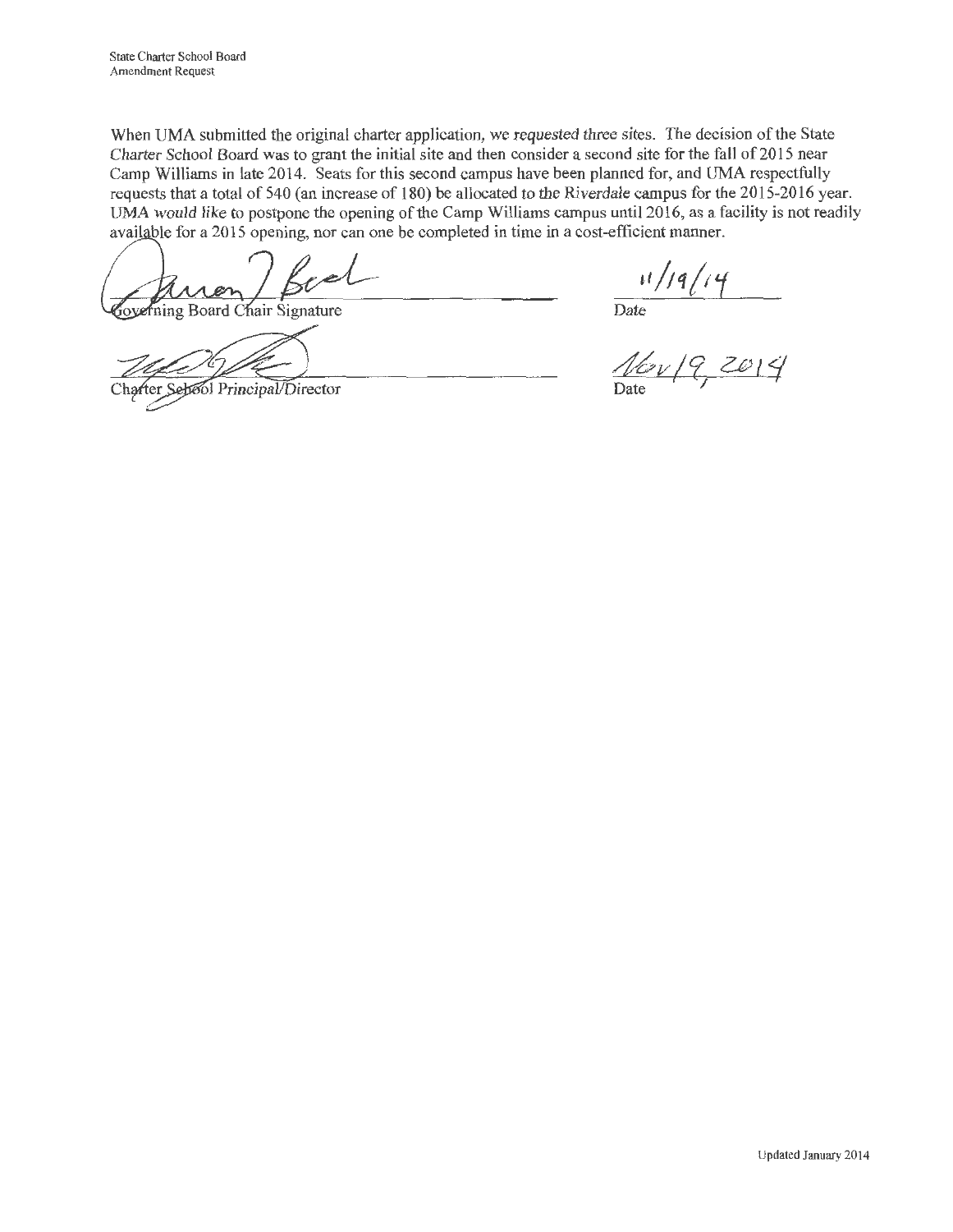When UMA submitted the original charter application, we requested three sites. The decision of the State Charter School Board was to grant the initial site and then consider a second site for the fall of 2015 near Camp Williams in late 2014. Seats for this second campus have been planned for, and UMA respectfully requests that a total of 540 (an increase of 180) be allocated to the Riverdale campus for the 2015-2016 year. UMA would like to postpone the opening of the Camp Williams campus until 2016, as a facility is not readily available for a 2015 opening, nor can one be completed in time in a cost-efficient manner.

Governing Board Chair Signature — Date: 11/19/14

Charter School Principal/Director — Date: Nov 19, 2014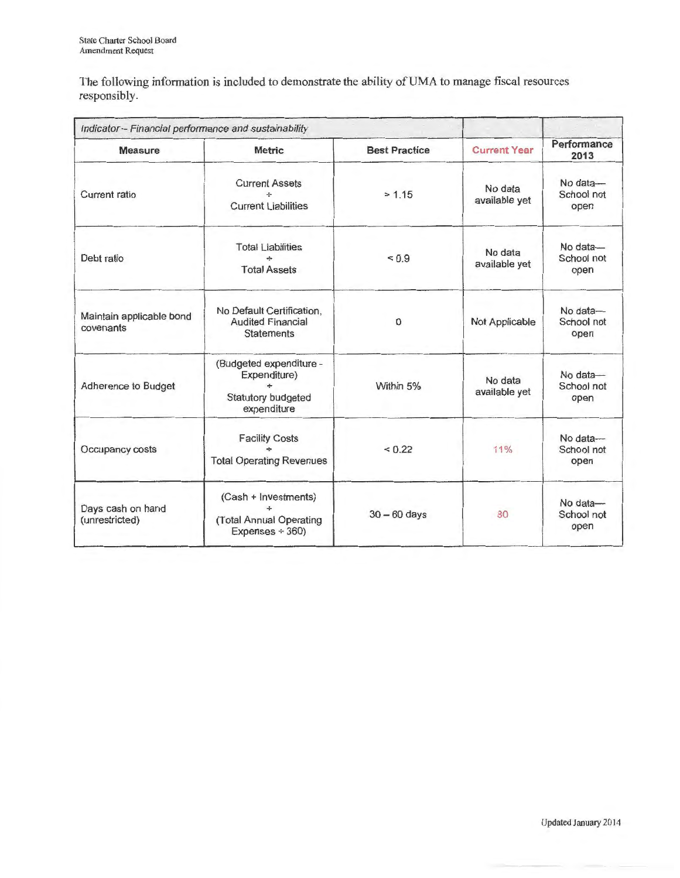The following information is included to demonstrate the ability of UMA to manage fiscal resources responsibly.

| *Indicator – Financial performance and sustainability* | | | | |
|---|---|---|---|---|
| **Measure** | **Metric** | **Best Practice** | **Current Year** | **Performance 2013** |
| Current ratio | Current Assets ÷ Current Liabilities | > 1.15 | No data available yet | No data—School not open |
| Debt ratio | Total Liabilities ÷ Total Assets | < 0.9 | No data available yet | No data—School not open |
| Maintain applicable bond covenants | No Default Certification, Audited Financial Statements | 0 | Not Applicable | No data—School not open |
| Adherence to Budget | (Budgeted expenditure - Expenditure) ÷ Statutory budgeted expenditure | Within 5% | No data available yet | No data—School not open |
| Occupancy costs | Facility Costs ÷ Total Operating Revenues | < 0.22 | 11% | No data—School not open |
| Days cash on hand (unrestricted) | (Cash + Investments) ÷ (Total Annual Operating Expenses ÷ 360) | 30 – 60 days | 30 | No data—School not open |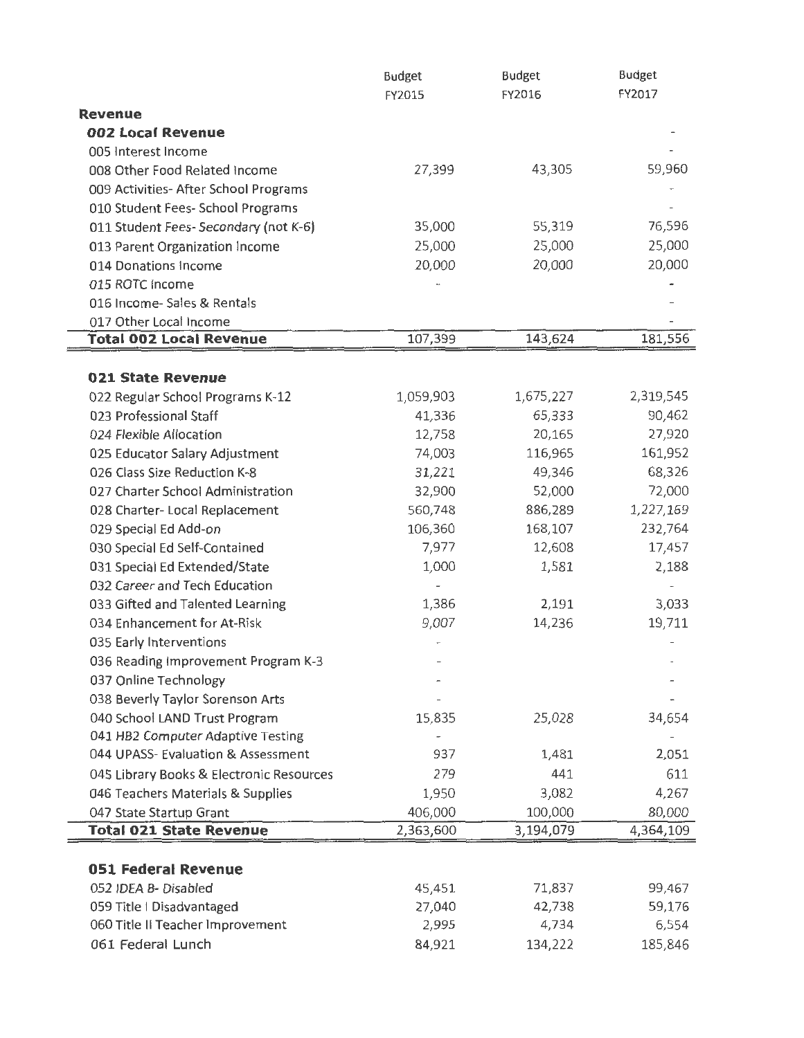| | Budget FY2015 | Budget FY2016 | Budget FY2017 |
|---|---|---|---|
| **Revenue** | | | |
| ***002 Local Revenue*** | | | - |
| 005 Interest Income | | | - |
| 008 Other Food Related Income | 27,399 | 43,305 | 59,960 |
| 009 Activities- After School Programs | | | - |
| 010 Student Fees- School Programs | | | - |
| 011 Student Fees- Secondary (not K-6) | 35,000 | 55,319 | 76,596 |
| 013 Parent Organization Income | 25,000 | 25,000 | 25,000 |
| 014 Donations Income | 20,000 | 20,000 | 20,000 |
| 015 ROTC Income | - | | - |
| 016 Income- Sales & Rentals | | | - |
| 017 Other Local Income | | | - |
| **Total 002 Local Revenue** | 107,399 | 143,624 | 181,556 |
| | | | |
| **021 State Revenue** | | | |
| 022 Regular School Programs K-12 | 1,059,903 | 1,675,227 | 2,319,545 |
| 023 Professional Staff | 41,336 | 65,333 | 90,462 |
| 024 Flexible Allocation | 12,758 | 20,165 | 27,920 |
| 025 Educator Salary Adjustment | 74,003 | 116,965 | 161,952 |
| 026 Class Size Reduction K-8 | 31,221 | 49,346 | 68,326 |
| 027 Charter School Administration | 32,900 | 52,000 | 72,000 |
| 028 Charter- Local Replacement | 560,748 | 886,289 | 1,227,169 |
| 029 Special Ed Add-on | 106,360 | 168,107 | 232,764 |
| 030 Special Ed Self-Contained | 7,977 | 12,608 | 17,457 |
| 031 Special Ed Extended/State | 1,000 | 1,581 | 2,188 |
| 032 Career and Tech Education | - | | - |
| 033 Gifted and Talented Learning | 1,386 | 2,191 | 3,033 |
| 034 Enhancement for At-Risk | 9,007 | 14,236 | 19,711 |
| 035 Early Interventions | - | | - |
| 036 Reading Improvement Program K-3 | - | | - |
| 037 Online Technology | - | | - |
| 038 Beverly Taylor Sorenson Arts | - | | - |
| 040 School LAND Trust Program | 15,835 | 25,028 | 34,654 |
| 041 HB2 Computer Adaptive Testing | - | | - |
| 044 UPASS- Evaluation & Assessment | 937 | 1,481 | 2,051 |
| 045 Library Books & Electronic Resources | 279 | 441 | 611 |
| 046 Teachers Materials & Supplies | 1,950 | 3,082 | 4,267 |
| 047 State Startup Grant | 406,000 | 100,000 | 80,000 |
| **Total 021 State Revenue** | 2,363,600 | 3,194,079 | 4,364,109 |
| | | | |
| **051 Federal Revenue** | | | |
| 052 IDEA B- Disabled | 45,451 | 71,837 | 99,467 |
| 059 Title I Disadvantaged | 27,040 | 42,738 | 59,176 |
| 060 Title II Teacher Improvement | 2,995 | 4,734 | 6,554 |
| 061 Federal Lunch | 84,921 | 134,222 | 185,846 |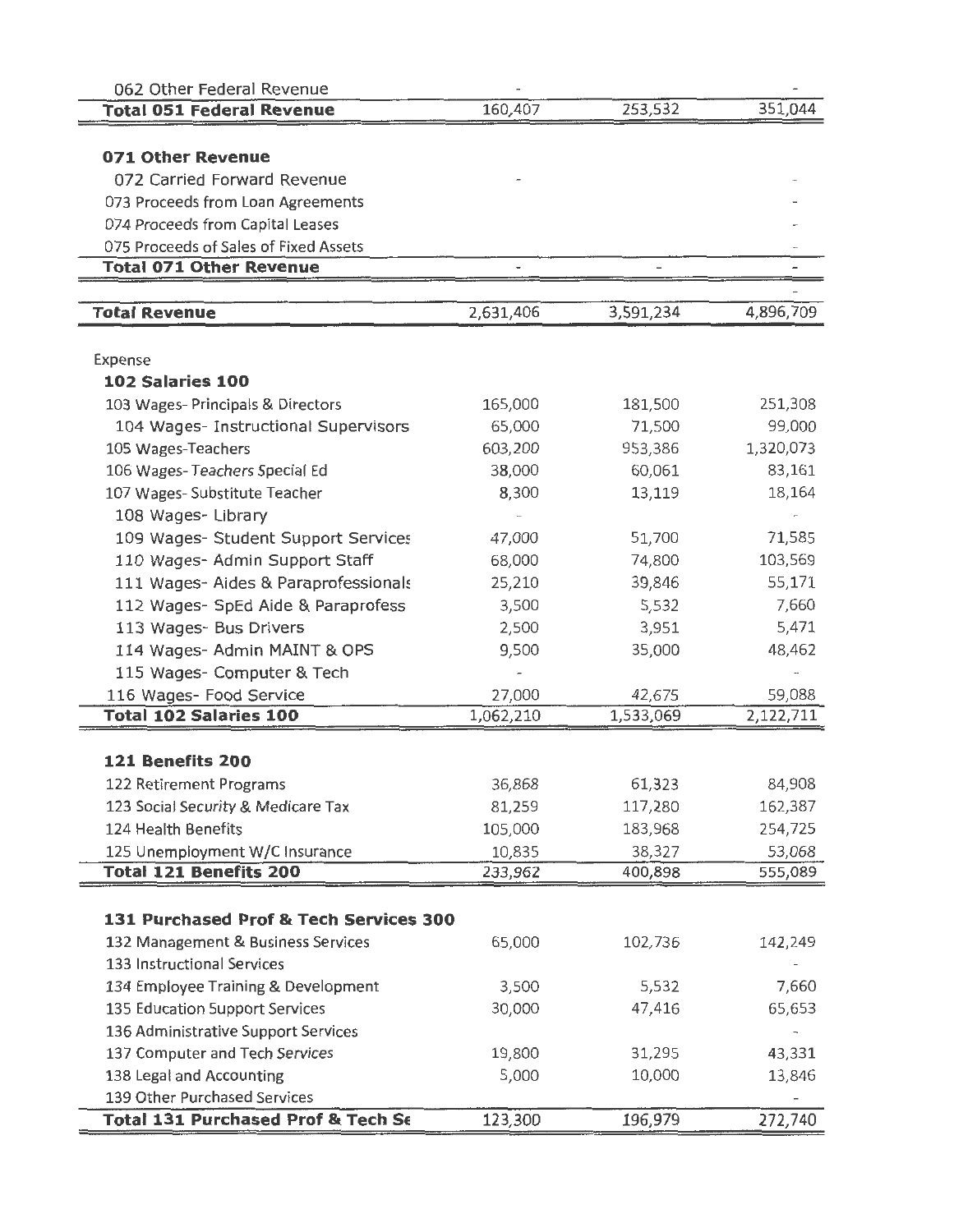| | | | |
|---|---|---|---|
| 062 Other Federal Revenue | - | | - |
| **Total 051 Federal Revenue** | 160,407 | 253,532 | 351,044 |
| | | | |
| **071 Other Revenue** | | | |
| 072 Carried Forward Revenue | - | | - |
| 073 Proceeds from Loan Agreements | | | - |
| 074 Proceeds from Capital Leases | | | - |
| 075 Proceeds of Sales of Fixed Assets | | | - |
| **Total 071 Other Revenue** | - | - | - |
| | | | - |
| **Total Revenue** | 2,631,406 | 3,591,234 | 4,896,709 |
| | | | |
| Expense | | | |
| **102 Salaries 100** | | | |
| 103 Wages- Principals & Directors | 165,000 | 181,500 | 251,308 |
| 104 Wages- Instructional Supervisors | 65,000 | 71,500 | 99,000 |
| 105 Wages-Teachers | 603,200 | 953,386 | 1,320,073 |
| 106 Wages- Teachers Special Ed | 38,000 | 60,061 | 83,161 |
| 107 Wages- Substitute Teacher | 8,300 | 13,119 | 18,164 |
| 108 Wages- Library | - | | - |
| 109 Wages- Student Support Services | 47,000 | 51,700 | 71,585 |
| 110 Wages- Admin Support Staff | 68,000 | 74,800 | 103,569 |
| 111 Wages- Aides & Paraprofessionals | 25,210 | 39,846 | 55,171 |
| 112 Wages- SpEd Aide & Paraprofess | 3,500 | 5,532 | 7,660 |
| 113 Wages- Bus Drivers | 2,500 | 3,951 | 5,471 |
| 114 Wages- Admin MAINT & OPS | 9,500 | 35,000 | 48,462 |
| 115 Wages- Computer & Tech | - | | - |
| 116 Wages- Food Service | 27,000 | 42,675 | 59,088 |
| **Total 102 Salaries 100** | 1,062,210 | 1,533,069 | 2,122,711 |
| | | | |
| **121 Benefits 200** | | | |
| 122 Retirement Programs | 36,868 | 61,323 | 84,908 |
| 123 Social Security & Medicare Tax | 81,259 | 117,280 | 162,387 |
| 124 Health Benefits | 105,000 | 183,968 | 254,725 |
| 125 Unemployment W/C Insurance | 10,835 | 38,327 | 53,068 |
| **Total 121 Benefits 200** | 233,962 | 400,898 | 555,089 |
| | | | |
| **131 Purchased Prof & Tech Services 300** | | | |
| 132 Management & Business Services | 65,000 | 102,736 | 142,249 |
| 133 Instructional Services | | | - |
| 134 Employee Training & Development | 3,500 | 5,532 | 7,660 |
| 135 Education Support Services | 30,000 | 47,416 | 65,653 |
| 136 Administrative Support Services | | | - |
| 137 Computer and Tech Services | 19,800 | 31,295 | 43,331 |
| 138 Legal and Accounting | 5,000 | 10,000 | 13,846 |
| 139 Other Purchased Services | | | - |
| **Total 131 Purchased Prof & Tech Se** | 123,300 | 196,979 | 272,740 |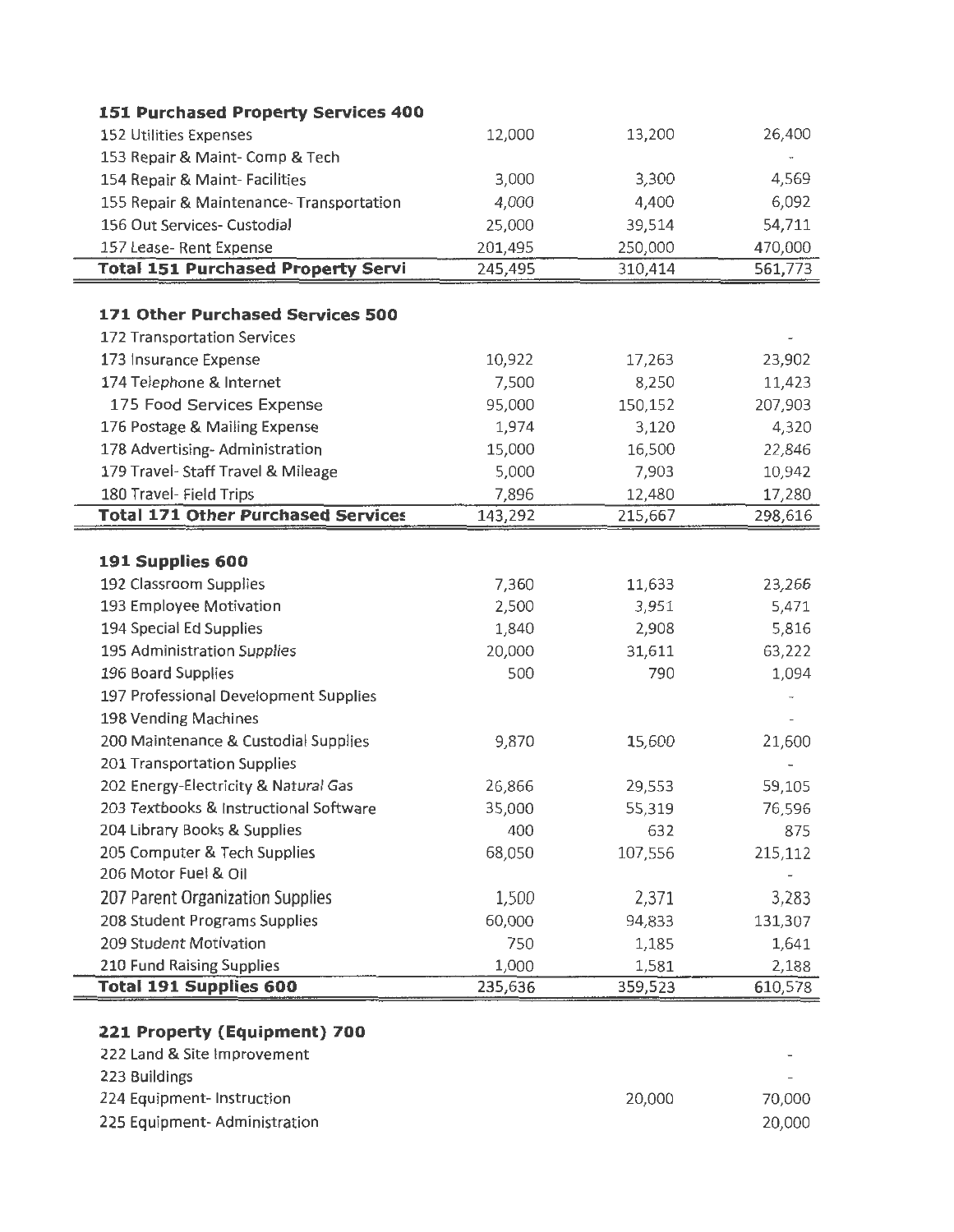| | | | |
|---|---|---|---|
| **151 Purchased Property Services 400** | | | |
| 152 Utilities Expenses | 12,000 | 13,200 | 26,400 |
| 153 Repair & Maint- Comp & Tech | | | - |
| 154 Repair & Maint- Facilities | 3,000 | 3,300 | 4,569 |
| 155 Repair & Maintenance- Transportation | 4,000 | 4,400 | 6,092 |
| 156 Out Services- Custodial | 25,000 | 39,514 | 54,711 |
| 157 Lease- Rent Expense | 201,495 | 250,000 | 470,000 |
| **Total 151 Purchased Property Servi** | 245,495 | 310,414 | 561,773 |
| | | | |
| **171 Other Purchased Services 500** | | | |
| 172 Transportation Services | | | - |
| 173 Insurance Expense | 10,922 | 17,263 | 23,902 |
| 174 Telephone & Internet | 7,500 | 8,250 | 11,423 |
| 175 Food Services Expense | 95,000 | 150,152 | 207,903 |
| 176 Postage & Mailing Expense | 1,974 | 3,120 | 4,320 |
| 178 Advertising- Administration | 15,000 | 16,500 | 22,846 |
| 179 Travel- Staff Travel & Mileage | 5,000 | 7,903 | 10,942 |
| 180 Travel- Field Trips | 7,896 | 12,480 | 17,280 |
| **Total 171 Other Purchased Services** | 143,292 | 215,667 | 298,616 |
| | | | |
| **191 Supplies 600** | | | |
| 192 Classroom Supplies | 7,360 | 11,633 | 23,266 |
| 193 Employee Motivation | 2,500 | 3,951 | 5,471 |
| 194 Special Ed Supplies | 1,840 | 2,908 | 5,816 |
| 195 Administration Supplies | 20,000 | 31,611 | 63,222 |
| 196 Board Supplies | 500 | 790 | 1,094 |
| 197 Professional Development Supplies | | | - |
| 198 Vending Machines | | | - |
| 200 Maintenance & Custodial Supplies | 9,870 | 15,600 | 21,600 |
| 201 Transportation Supplies | | | - |
| 202 Energy-Electricity & Natural Gas | 26,866 | 29,553 | 59,105 |
| 203 Textbooks & Instructional Software | 35,000 | 55,319 | 76,596 |
| 204 Library Books & Supplies | 400 | 632 | 875 |
| 205 Computer & Tech Supplies | 68,050 | 107,556 | 215,112 |
| 206 Motor Fuel & Oil | | | - |
| 207 Parent Organization Supplies | 1,500 | 2,371 | 3,283 |
| 208 Student Programs Supplies | 60,000 | 94,833 | 131,307 |
| 209 Student Motivation | 750 | 1,185 | 1,641 |
| 210 Fund Raising Supplies | 1,000 | 1,581 | 2,188 |
| **Total 191 Supplies 600** | 235,636 | 359,523 | 610,578 |
| | | | |
| **221 Property (Equipment) 700** | | | |
| 222 Land & Site Improvement | | | - |
| 223 Buildings | | | - |
| 224 Equipment- Instruction | | 20,000 | 70,000 |
| 225 Equipment- Administration | | | 20,000 |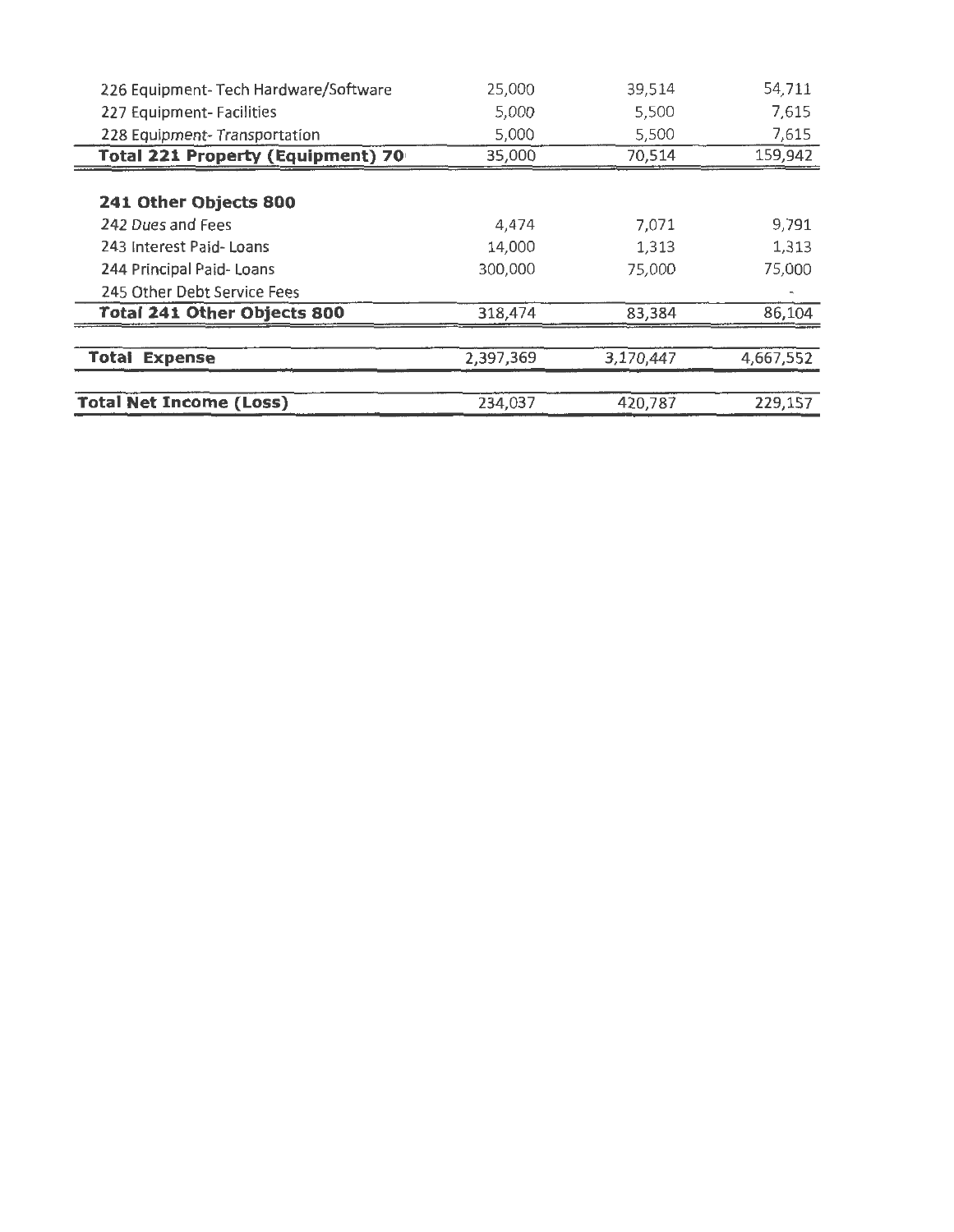| | | | |
|---|---|---|---|
| 226 Equipment- Tech Hardware/Software | 25,000 | 39,514 | 54,711 |
| 227 Equipment- Facilities | 5,000 | 5,500 | 7,615 |
| 228 Equipment- Transportation | 5,000 | 5,500 | 7,615 |
| **Total 221 Property (Equipment) 70** | 35,000 | 70,514 | 159,942 |
| | | | |
| **241 Other Objects 800** | | | |
| 242 Dues and Fees | 4,474 | 7,071 | 9,791 |
| 243 Interest Paid- Loans | 14,000 | 1,313 | 1,313 |
| 244 Principal Paid- Loans | 300,000 | 75,000 | 75,000 |
| 245 Other Debt Service Fees | | | - |
| **Total 241 Other Objects 800** | 318,474 | 83,384 | 86,104 |
| | | | |
| **Total Expense** | 2,397,369 | 3,170,447 | 4,667,552 |
| | | | |
| **Total Net Income (Loss)** | 234,037 | 420,787 | 229,157 |